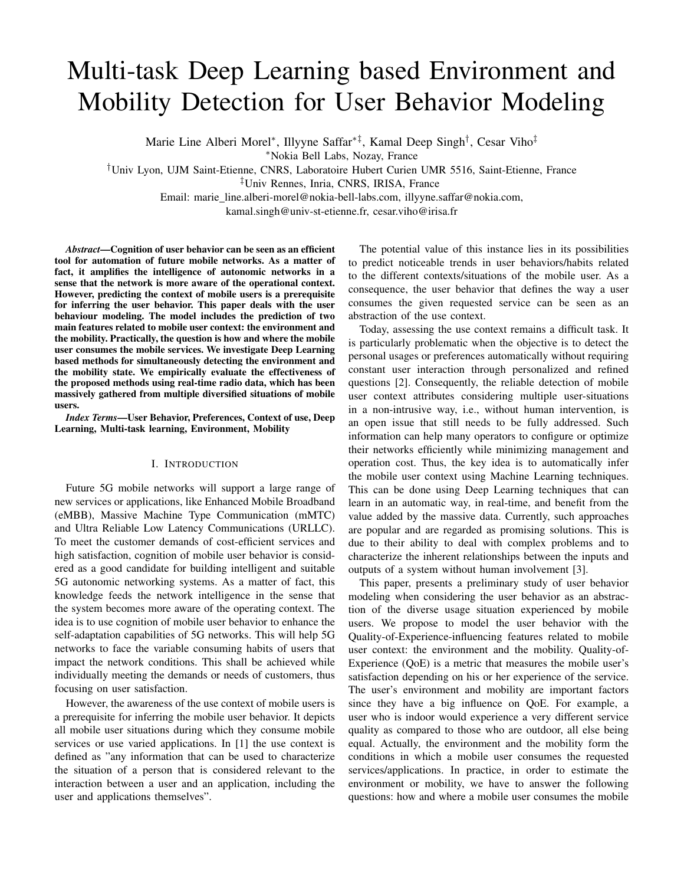# Multi-task Deep Learning based Environment and Mobility Detection for User Behavior Modeling

Marie Line Alberi Morel[*], Illyyne Saffar[*‡], Kamal Deep Singh[†], Cesar Viho[‡]

[*]Nokia Bell Labs, Nozay, France

[†]Univ Lyon, UJM Saint-Etienne, CNRS, Laboratoire Hubert Curien UMR 5516, Saint-Etienne, France

[‡]Univ Rennes, Inria, CNRS, IRISA, France

Email: marie_line.alberi-morel@nokia-bell-labs.com, illyyne.saffar@nokia.com, kamal.singh@univ-st-etienne.fr, cesar.viho@irisa.fr

***Abstract*—Cognition of user behavior can be seen as an efficient tool for automation of future mobile networks. As a matter of fact, it amplifies the intelligence of autonomic networks in a sense that the network is more aware of the operational context. However, predicting the context of mobile users is a prerequisite for inferring the user behavior. This paper deals with the user behaviour modeling. The model includes the prediction of two main features related to mobile user context: the environment and the mobility. Practically, the question is how and where the mobile user consumes the mobile services. We investigate Deep Learning based methods for simultaneously detecting the environment and the mobility state. We empirically evaluate the effectiveness of the proposed methods using real-time radio data, which has been massively gathered from multiple diversified situations of mobile users.**

***Index Terms*—User Behavior, Preferences, Context of use, Deep Learning, Multi-task learning, Environment, Mobility**

## I. Introduction

Future 5G mobile networks will support a large range of new services or applications, like Enhanced Mobile Broadband (eMBB), Massive Machine Type Communication (mMTC) and Ultra Reliable Low Latency Communications (URLLC). To meet the customer demands of cost-efficient services and high satisfaction, cognition of mobile user behavior is considered as a good candidate for building intelligent and suitable 5G autonomic networking systems. As a matter of fact, this knowledge feeds the network intelligence in the sense that the system becomes more aware of the operating context. The idea is to use cognition of mobile user behavior to enhance the self-adaptation capabilities of 5G networks. This will help 5G networks to face the variable consuming habits of users that impact the network conditions. This shall be achieved while individually meeting the demands or needs of customers, thus focusing on user satisfaction.

However, the awareness of the use context of mobile users is a prerequisite for inferring the mobile user behavior. It depicts all mobile user situations during which they consume mobile services or use varied applications. In [1] the use context is defined as "any information that can be used to characterize the situation of a person that is considered relevant to the interaction between a user and an application, including the user and applications themselves".

The potential value of this instance lies in its possibilities to predict noticeable trends in user behaviors/habits related to the different contexts/situations of the mobile user. As a consequence, the user behavior that defines the way a user consumes the given requested service can be seen as an abstraction of the use context.

Today, assessing the use context remains a difficult task. It is particularly problematic when the objective is to detect the personal usages or preferences automatically without requiring constant user interaction through personalized and refined questions [2]. Consequently, the reliable detection of mobile user context attributes considering multiple user-situations in a non-intrusive way, i.e., without human intervention, is an open issue that still needs to be fully addressed. Such information can help many operators to configure or optimize their networks efficiently while minimizing management and operation cost. Thus, the key idea is to automatically infer the mobile user context using Machine Learning techniques. This can be done using Deep Learning techniques that can learn in an automatic way, in real-time, and benefit from the value added by the massive data. Currently, such approaches are popular and are regarded as promising solutions. This is due to their ability to deal with complex problems and to characterize the inherent relationships between the inputs and outputs of a system without human involvement [3].

This paper, presents a preliminary study of user behavior modeling when considering the user behavior as an abstraction of the diverse usage situation experienced by mobile users. We propose to model the user behavior with the Quality-of-Experience-influencing features related to mobile user context: the environment and the mobility. Quality-of-Experience (QoE) is a metric that measures the mobile user's satisfaction depending on his or her experience of the service. The user's environment and mobility are important factors since they have a big influence on QoE. For example, a user who is indoor would experience a very different service quality as compared to those who are outdoor, all else being equal. Actually, the environment and the mobility form the conditions in which a mobile user consumes the requested services/applications. In practice, in order to estimate the environment or mobility, we have to answer the following questions: how and where a mobile user consumes the mobile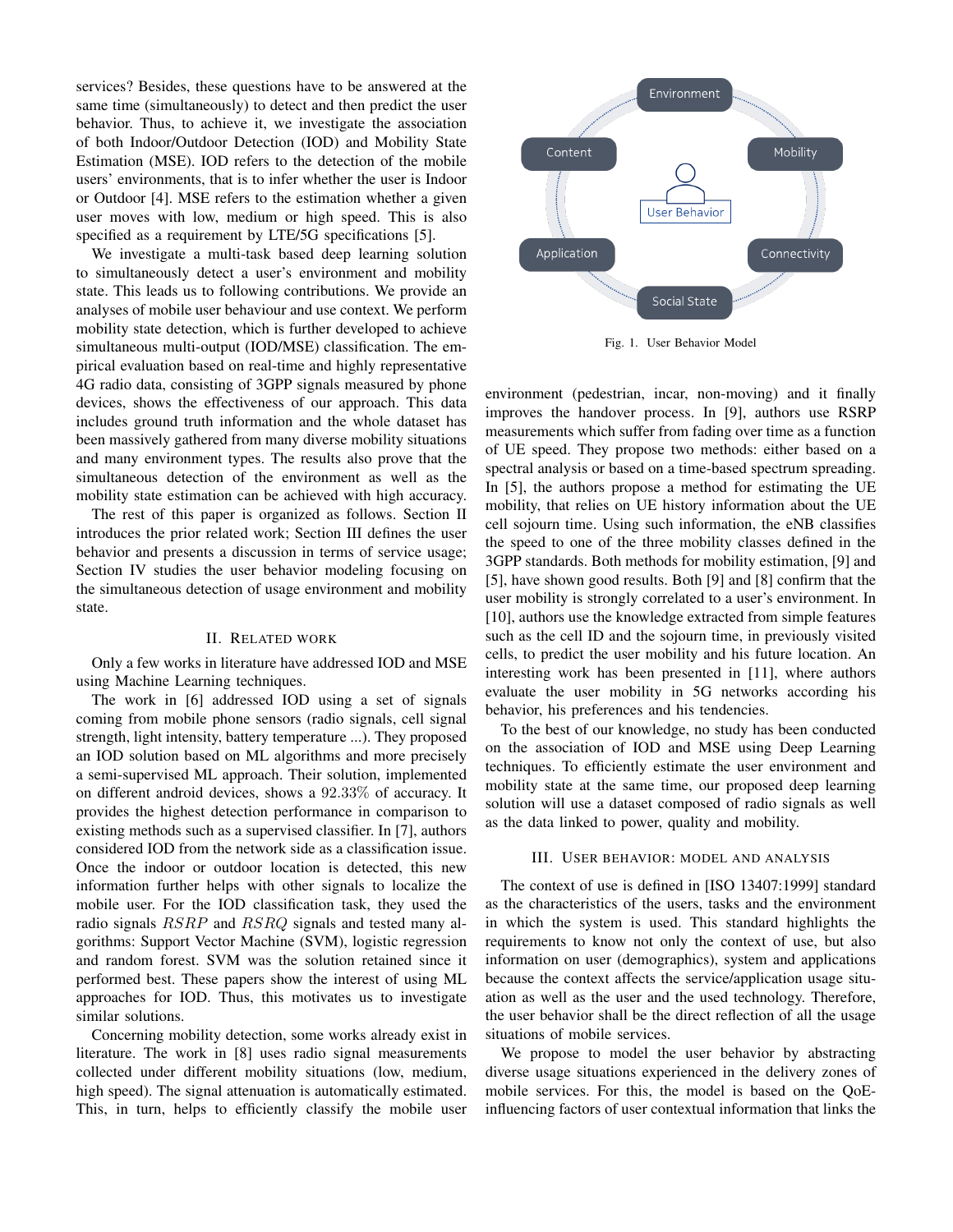services? Besides, these questions have to be answered at the same time (simultaneously) to detect and then predict the user behavior. Thus, to achieve it, we investigate the association of both Indoor/Outdoor Detection (IOD) and Mobility State Estimation (MSE). IOD refers to the detection of the mobile users' environments, that is to infer whether the user is Indoor or Outdoor [4]. MSE refers to the estimation whether a given user moves with low, medium or high speed. This is also specified as a requirement by LTE/5G specifications [5].

We investigate a multi-task based deep learning solution to simultaneously detect a user's environment and mobility state. This leads us to following contributions. We provide an analyses of mobile user behaviour and use context. We perform mobility state detection, which is further developed to achieve simultaneous multi-output (IOD/MSE) classification. The empirical evaluation based on real-time and highly representative 4G radio data, consisting of 3GPP signals measured by phone devices, shows the effectiveness of our approach. This data includes ground truth information and the whole dataset has been massively gathered from many diverse mobility situations and many environment types. The results also prove that the simultaneous detection of the environment as well as the mobility state estimation can be achieved with high accuracy.

The rest of this paper is organized as follows. Section II introduces the prior related work; Section III defines the user behavior and presents a discussion in terms of service usage; Section IV studies the user behavior modeling focusing on the simultaneous detection of usage environment and mobility state.

## II. Related Work

Only a few works in literature have addressed IOD and MSE using Machine Learning techniques.

The work in [6] addressed IOD using a set of signals coming from mobile phone sensors (radio signals, cell signal strength, light intensity, battery temperature ...). They proposed an IOD solution based on ML algorithms and more precisely a semi-supervised ML approach. Their solution, implemented on different android devices, shows a $92.33\%$ of accuracy. It provides the highest detection performance in comparison to existing methods such as a supervised classifier. In [7], authors considered IOD from the network side as a classification issue. Once the indoor or outdoor location is detected, this new information further helps with other signals to localize the mobile user. For the IOD classification task, they used the radio signals $RSRP$ and $RSRQ$ signals and tested many algorithms: Support Vector Machine (SVM), logistic regression and random forest. SVM was the solution retained since it performed best. These papers show the interest of using ML approaches for IOD. Thus, this motivates us to investigate similar solutions.

Concerning mobility detection, some works already exist in literature. The work in [8] uses radio signal measurements collected under different mobility situations (low, medium, high speed). The signal attenuation is automatically estimated. This, in turn, helps to efficiently classify the mobile user environment (pedestrian, incar, non-moving) and it finally improves the handover process. In [9], authors use RSRP measurements which suffer from fading over time as a function of UE speed. They propose two methods: either based on a spectral analysis or based on a time-based spectrum spreading. In [5], the authors propose a method for estimating the UE mobility, that relies on UE history information about the UE cell sojourn time. Using such information, the eNB classifies the speed to one of the three mobility classes defined in the 3GPP standards. Both methods for mobility estimation, [9] and [5], have shown good results. Both [9] and [8] confirm that the user mobility is strongly correlated to a user's environment. In [10], authors use the knowledge extracted from simple features such as the cell ID and the sojourn time, in previously visited cells, to predict the user mobility and his future location. An interesting work has been presented in [11], where authors evaluate the user mobility in 5G networks according his behavior, his preferences and his tendencies.

To the best of our knowledge, no study has been conducted on the association of IOD and MSE using Deep Learning techniques. To efficiently estimate the user environment and mobility state at the same time, our proposed deep learning solution will use a dataset composed of radio signals as well as the data linked to power, quality and mobility.

Environment
Mobility
Connectivity
Social State
Application
Content
User Behavior

Fig. 1. User Behavior Model

## III. User Behavior: Model and Analysis

The context of use is defined in [ISO 13407:1999] standard as the characteristics of the users, tasks and the environment in which the system is used. This standard highlights the requirements to know not only the context of use, but also information on user (demographics), system and applications because the context affects the service/application usage situation as well as the user and the used technology. Therefore, the user behavior shall be the direct reflection of all the usage situations of mobile services.

We propose to model the user behavior by abstracting diverse usage situations experienced in the delivery zones of mobile services. For this, the model is based on the QoE-influencing factors of user contextual information that links the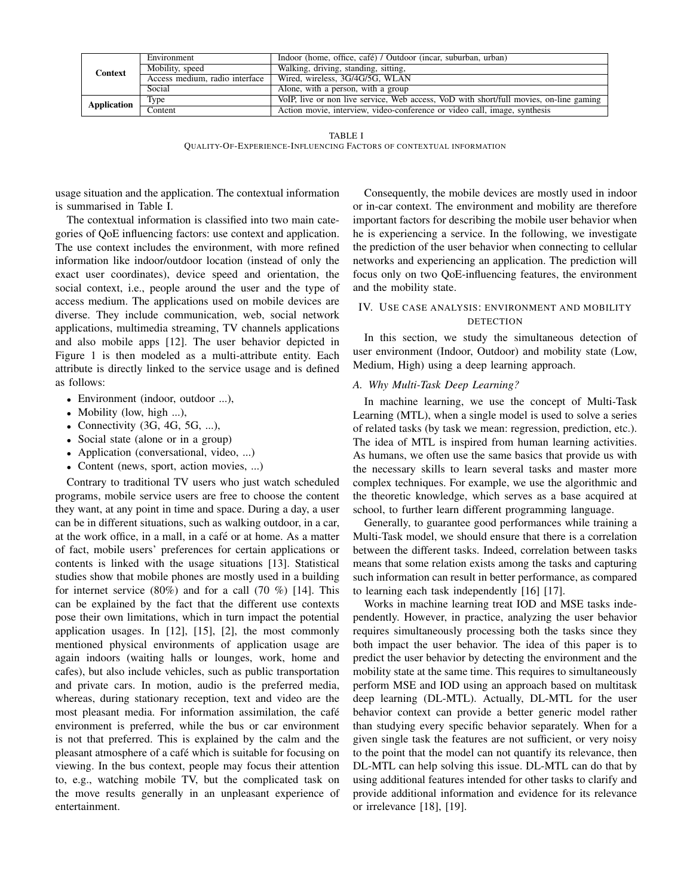| | | |
|---|---|---|
| **Context** | Environment | Indoor (home, office, café) / Outdoor (incar, suburban, urban) |
| | Mobility, speed | Walking, driving, standing, sitting, |
| | Access medium, radio interface | Wired, wireless, 3G/4G/5G, WLAN |
| | Social | Alone, with a person, with a group |
| **Application** | Type | VoIP, live or non live service, Web access, VoD with short/full movies, on-line gaming |
| | Content | Action movie, interview, video-conference or video call, image, synthesis |

TABLE I
QUALITY-OF-EXPERIENCE-INFLUENCING FACTORS OF CONTEXTUAL INFORMATION

usage situation and the application. The contextual information is summarised in Table I.

The contextual information is classified into two main categories of QoE influencing factors: use context and application. The use context includes the environment, with more refined information like indoor/outdoor location (instead of only the exact user coordinates), device speed and orientation, the social context, i.e., people around the user and the type of access medium. The applications used on mobile devices are diverse. They include communication, web, social network applications, multimedia streaming, TV channels applications and also mobile apps [12]. The user behavior depicted in Figure 1 is then modeled as a multi-attribute entity. Each attribute is directly linked to the service usage and is defined as follows:

- Environment (indoor, outdoor ...),
- Mobility (low, high ...),
- Connectivity (3G, 4G, 5G, ...),
- Social state (alone or in a group)
- Application (conversational, video, ...)
- Content (news, sport, action movies, ...)

Contrary to traditional TV users who just watch scheduled programs, mobile service users are free to choose the content they want, at any point in time and space. During a day, a user can be in different situations, such as walking outdoor, in a car, at the work office, in a mall, in a café or at home. As a matter of fact, mobile users' preferences for certain applications or contents is linked with the usage situations [13]. Statistical studies show that mobile phones are mostly used in a building for internet service (80%) and for a call (70 %) [14]. This can be explained by the fact that the different use contexts pose their own limitations, which in turn impact the potential application usages. In [12], [15], [2], the most commonly mentioned physical environments of application usage are again indoors (waiting halls or lounges, work, home and cafes), but also include vehicles, such as public transportation and private cars. In motion, audio is the preferred media, whereas, during stationary reception, text and video are the most pleasant media. For information assimilation, the café environment is preferred, while the bus or car environment is not that preferred. This is explained by the calm and the pleasant atmosphere of a café which is suitable for focusing on viewing. In the bus context, people may focus their attention to, e.g., watching mobile TV, but the complicated task on the move results generally in an unpleasant experience of entertainment.

Consequently, the mobile devices are mostly used in indoor or in-car context. The environment and mobility are therefore important factors for describing the mobile user behavior when he is experiencing a service. In the following, we investigate the prediction of the user behavior when connecting to cellular networks and experiencing an application. The prediction will focus only on two QoE-influencing features, the environment and the mobility state.

## IV. USE CASE ANALYSIS: ENVIRONMENT AND MOBILITY DETECTION

In this section, we study the simultaneous detection of user environment (Indoor, Outdoor) and mobility state (Low, Medium, High) using a deep learning approach.

### A. Why Multi-Task Deep Learning?

In machine learning, we use the concept of Multi-Task Learning (MTL), when a single model is used to solve a series of related tasks (by task we mean: regression, prediction, etc.). The idea of MTL is inspired from human learning activities. As humans, we often use the same basics that provide us with the necessary skills to learn several tasks and master more complex techniques. For example, we use the algorithmic and the theoretic knowledge, which serves as a base acquired at school, to further learn different programming language.

Generally, to guarantee good performances while training a Multi-Task model, we should ensure that there is a correlation between the different tasks. Indeed, correlation between tasks means that some relation exists among the tasks and capturing such information can result in better performance, as compared to learning each task independently [16] [17].

Works in machine learning treat IOD and MSE tasks independently. However, in practice, analyzing the user behavior requires simultaneously processing both the tasks since they both impact the user behavior. The idea of this paper is to predict the user behavior by detecting the environment and the mobility state at the same time. This requires to simultaneously perform MSE and IOD using an approach based on multitask deep learning (DL-MTL). Actually, DL-MTL for the user behavior context can provide a better generic model rather than studying every specific behavior separately. When for a given single task the features are not sufficient, or very noisy to the point that the model can not quantify its relevance, then DL-MTL can help solving this issue. DL-MTL can do that by using additional features intended for other tasks to clarify and provide additional information and evidence for its relevance or irrelevance [18], [19].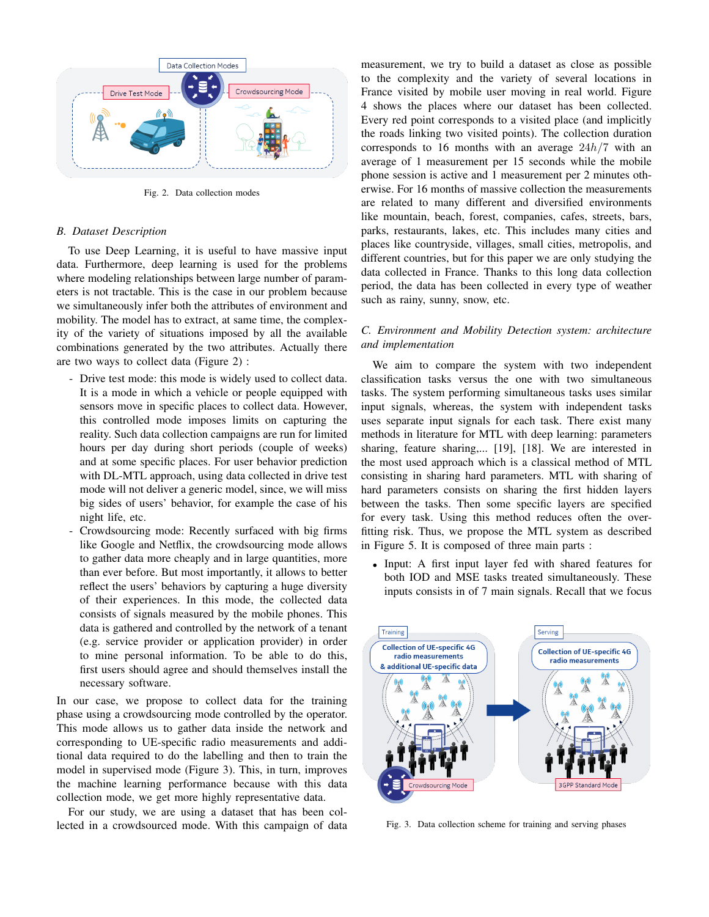Data Collection Modes

Drive Test Mode

Crowdsourcing Mode

Fig. 2. Data collection modes

### B. Dataset Description

To use Deep Learning, it is useful to have massive input data. Furthermore, deep learning is used for the problems where modeling relationships between large number of parameters is not tractable. This is the case in our problem because we simultaneously infer both the attributes of environment and mobility. The model has to extract, at same time, the complexity of the variety of situations imposed by all the available combinations generated by the two attributes. Actually there are two ways to collect data (Figure 2) :

- Drive test mode: this mode is widely used to collect data. It is a mode in which a vehicle or people equipped with sensors move in specific places to collect data. However, this controlled mode imposes limits on capturing the reality. Such data collection campaigns are run for limited hours per day during short periods (couple of weeks) and at some specific places. For user behavior prediction with DL-MTL approach, using data collected in drive test mode will not deliver a generic model, since, we will miss big sides of users' behavior, for example the case of his night life, etc.
- Crowdsourcing mode: Recently surfaced with big firms like Google and Netflix, the crowdsourcing mode allows to gather data more cheaply and in large quantities, more than ever before. But most importantly, it allows to better reflect the users' behaviors by capturing a huge diversity of their experiences. In this mode, the collected data consists of signals measured by the mobile phones. This data is gathered and controlled by the network of a tenant (e.g. service provider or application provider) in order to mine personal information. To be able to do this, first users should agree and should themselves install the necessary software.

In our case, we propose to collect data for the training phase using a crowdsourcing mode controlled by the operator. This mode allows us to gather data inside the network and corresponding to UE-specific radio measurements and additional data required to do the labelling and then to train the model in supervised mode (Figure 3). This, in turn, improves the machine learning performance because with this data collection mode, we get more highly representative data.

For our study, we are using a dataset that has been collected in a crowdsourced mode. With this campaign of data measurement, we try to build a dataset as close as possible to the complexity and the variety of several locations in France visited by mobile user moving in real world. Figure 4 shows the places where our dataset has been collected. Every red point corresponds to a visited place (and implicitly the roads linking two visited points). The collection duration corresponds to 16 months with an average $24h/7$ with an average of 1 measurement per 15 seconds while the mobile phone session is active and 1 measurement per 2 minutes otherwise. For 16 months of massive collection the measurements are related to many different and diversified environments like mountain, beach, forest, companies, cafes, streets, bars, parks, restaurants, lakes, etc. This includes many cities and places like countryside, villages, small cities, metropolis, and different countries, but for this paper we are only studying the data collected in France. Thanks to this long data collection period, the data has been collected in every type of weather such as rainy, sunny, snow, etc.

### C. Environment and Mobility Detection system: architecture and implementation

We aim to compare the system with two independent classification tasks versus the one with two simultaneous tasks. The system performing simultaneous tasks uses similar input signals, whereas, the system with independent tasks uses separate input signals for each task. There exist many methods in literature for MTL with deep learning: parameters sharing, feature sharing,... [19], [18]. We are interested in the most used approach which is a classical method of MTL consisting in sharing hard parameters. MTL with sharing of hard parameters consists on sharing the first hidden layers between the tasks. Then some specific layers are specified for every task. Using this method reduces often the overfitting risk. Thus, we propose the MTL system as described in Figure 5. It is composed of three main parts :

- Input: A first input layer fed with shared features for both IOD and MSE tasks treated simultaneously. These inputs consists in of 7 main signals. Recall that we focus

Training

Collection of UE-specific 4G radio measurements & additional UE-specific data

Crowdsourcing Mode

Serving

Collection of UE-specific 4G radio measurements

3GPP Standard Mode

Fig. 3. Data collection scheme for training and serving phases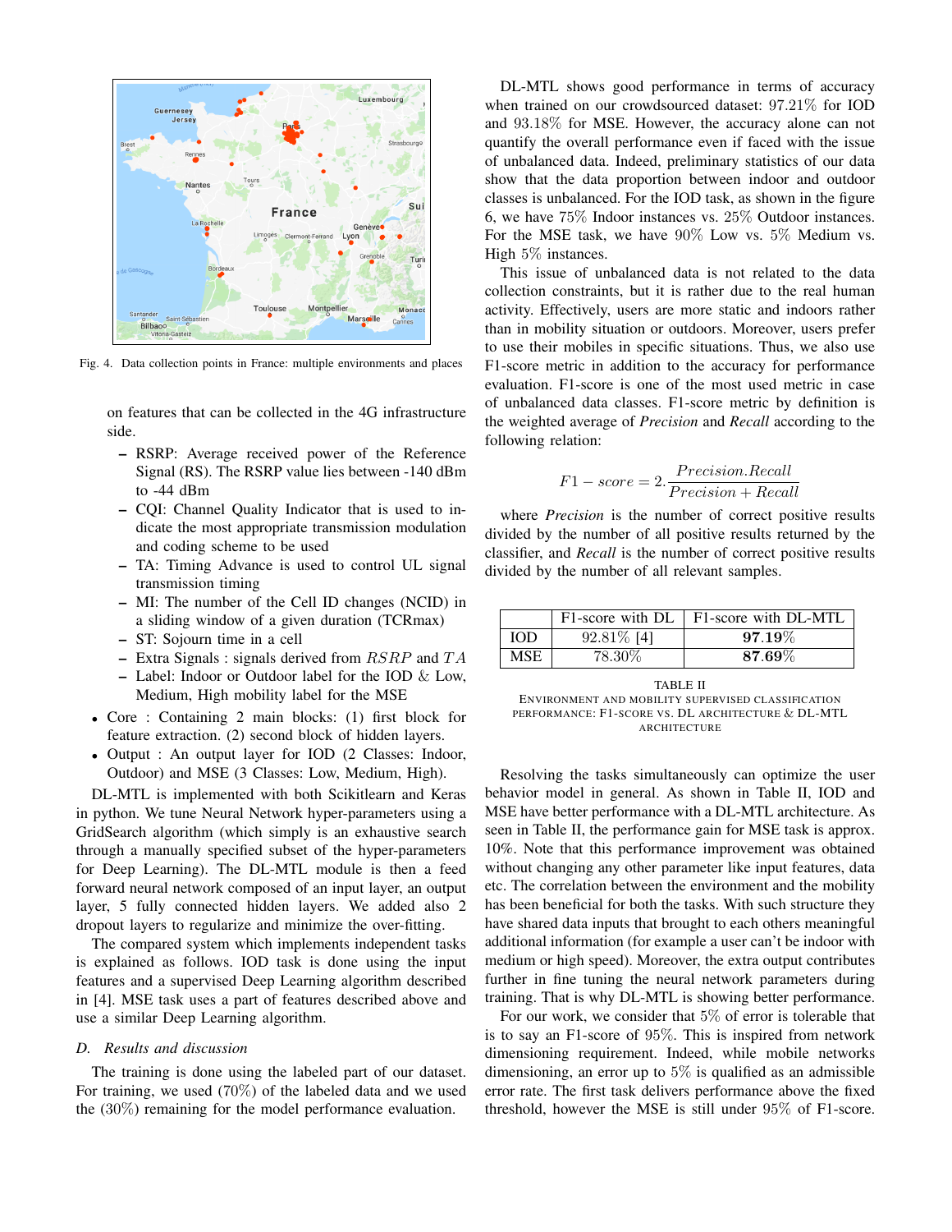Fig. 4. Data collection points in France: multiple environments and places

on features that can be collected in the 4G infrastructure side.

- RSRP: Average received power of the Reference Signal (RS). The RSRP value lies between -140 dBm to -44 dBm
- CQI: Channel Quality Indicator that is used to indicate the most appropriate transmission modulation and coding scheme to be used
- TA: Timing Advance is used to control UL signal transmission timing
- MI: The number of the Cell ID changes (NCID) in a sliding window of a given duration (TCRmax)
- ST: Sojourn time in a cell
- Extra Signals : signals derived from $RSRP$ and $TA$
- Label: Indoor or Outdoor label for the IOD & Low, Medium, High mobility label for the MSE

- Core : Containing 2 main blocks: (1) first block for feature extraction. (2) second block of hidden layers.
- Output : An output layer for IOD (2 Classes: Indoor, Outdoor) and MSE (3 Classes: Low, Medium, High).

DL-MTL is implemented with both Scikitlearn and Keras in python. We tune Neural Network hyper-parameters using a GridSearch algorithm (which simply is an exhaustive search through a manually specified subset of the hyper-parameters for Deep Learning). The DL-MTL module is then a feed forward neural network composed of an input layer, an output layer, 5 fully connected hidden layers. We added also 2 dropout layers to regularize and minimize the over-fitting.

The compared system which implements independent tasks is explained as follows. IOD task is done using the input features and a supervised Deep Learning algorithm described in [4]. MSE task uses a part of features described above and use a similar Deep Learning algorithm.

### D. Results and discussion

The training is done using the labeled part of our dataset. For training, we used (70%) of the labeled data and we used the (30%) remaining for the model performance evaluation.

DL-MTL shows good performance in terms of accuracy when trained on our crowdsourced dataset: 97.21% for IOD and 93.18% for MSE. However, the accuracy alone can not quantify the overall performance even if faced with the issue of unbalanced data. Indeed, preliminary statistics of our data show that the data proportion between indoor and outdoor classes is unbalanced. For the IOD task, as shown in the figure 6, we have 75% Indoor instances vs. 25% Outdoor instances. For the MSE task, we have 90% Low vs. 5% Medium vs. High 5% instances.

This issue of unbalanced data is not related to the data collection constraints, but it is rather due to the real human activity. Effectively, users are more static and indoors rather than in mobility situation or outdoors. Moreover, users prefer to use their mobiles in specific situations. Thus, we also use F1-score metric in addition to the accuracy for performance evaluation. F1-score is one of the most used metric in case of unbalanced data classes. F1-score metric by definition is the weighted average of *Precision* and *Recall* according to the following relation:

$$F1 - score = 2.\frac{Precision.Recall}{Precision + Recall}$$

where *Precision* is the number of correct positive results divided by the number of all positive results returned by the classifier, and *Recall* is the number of correct positive results divided by the number of all relevant samples.

| | F1-score with DL | F1-score with DL-MTL |
|---|---|---|
| IOD | 92.81% [4] | **97.19%** |
| MSE | 78.30% | **87.69%** |

TABLE II
ENVIRONMENT AND MOBILITY SUPERVISED CLASSIFICATION PERFORMANCE: F1-SCORE VS. DL ARCHITECTURE & DL-MTL ARCHITECTURE

Resolving the tasks simultaneously can optimize the user behavior model in general. As shown in Table II, IOD and MSE have better performance with a DL-MTL architecture. As seen in Table II, the performance gain for MSE task is approx. 10%. Note that this performance improvement was obtained without changing any other parameter like input features, data etc. The correlation between the environment and the mobility has been beneficial for both the tasks. With such structure they have shared data inputs that brought to each others meaningful additional information (for example a user can't be indoor with medium or high speed). Moreover, the extra output contributes further in fine tuning the neural network parameters during training. That is why DL-MTL is showing better performance.

For our work, we consider that 5% of error is tolerable that is to say an F1-score of 95%. This is inspired from network dimensioning requirement. Indeed, while mobile networks dimensioning, an error up to 5% is qualified as an admissible error rate. The first task delivers performance above the fixed threshold, however the MSE is still under 95% of F1-score.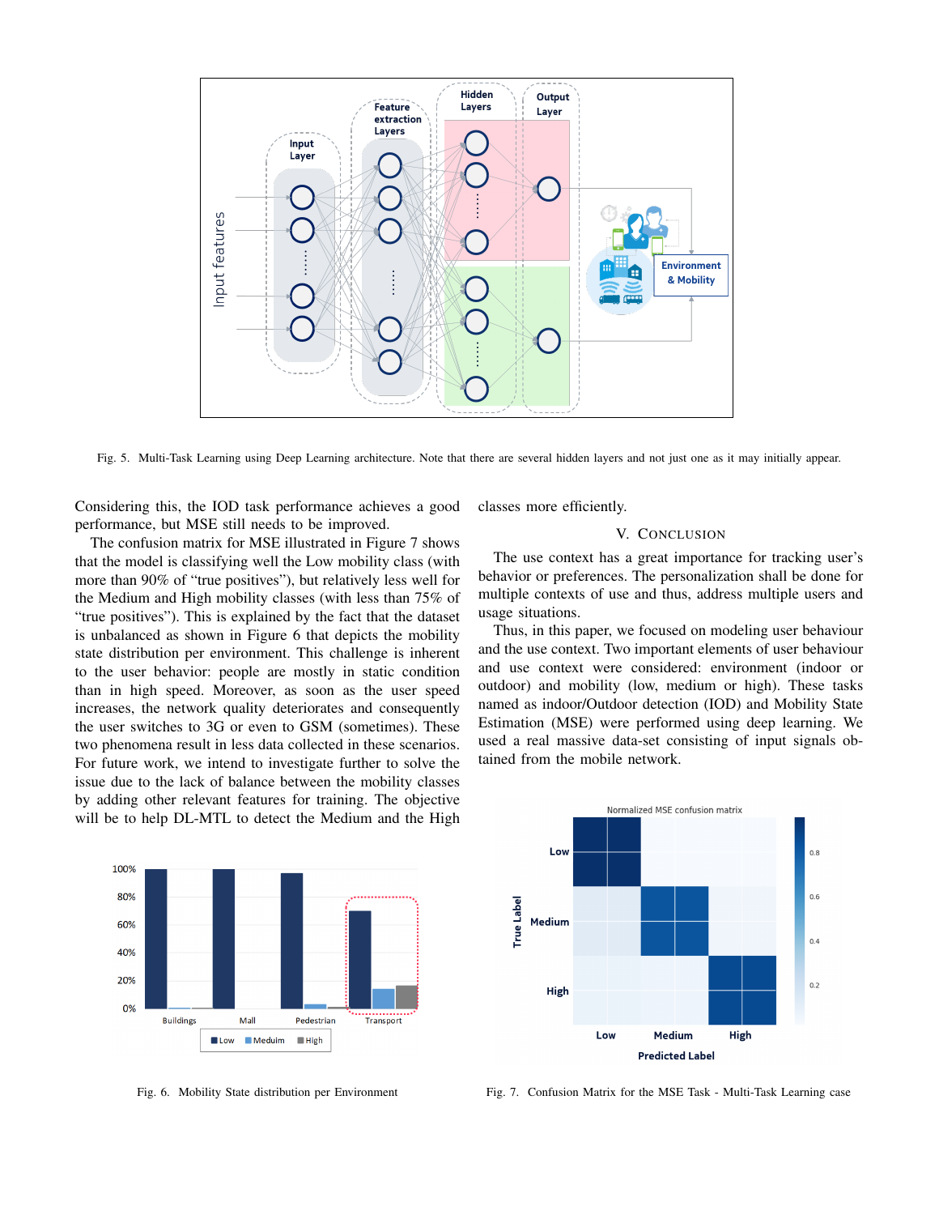Fig. 5. Multi-Task Learning using Deep Learning architecture. Note that there are several hidden layers and not just one as it may initially appear.

Considering this, the IOD task performance achieves a good performance, but MSE still needs to be improved.

The confusion matrix for MSE illustrated in Figure 7 shows that the model is classifying well the Low mobility class (with more than 90% of "true positives"), but relatively less well for the Medium and High mobility classes (with less than 75% of "true positives"). This is explained by the fact that the dataset is unbalanced as shown in Figure 6 that depicts the mobility state distribution per environment. This challenge is inherent to the user behavior: people are mostly in static condition than in high speed. Moreover, as soon as the user speed increases, the network quality deteriorates and consequently the user switches to 3G or even to GSM (sometimes). These two phenomena result in less data collected in these scenarios. For future work, we intend to investigate further to solve the issue due to the lack of balance between the mobility classes by adding other relevant features for training. The objective will be to help DL-MTL to detect the Medium and the High classes more efficiently.

## V. Conclusion

The use context has a great importance for tracking user's behavior or preferences. The personalization shall be done for multiple contexts of use and thus, address multiple users and usage situations.

Thus, in this paper, we focused on modeling user behaviour and the use context. Two important elements of user behaviour and use context were considered: environment (indoor or outdoor) and mobility (low, medium or high). These tasks named as indoor/Outdoor detection (IOD) and Mobility State Estimation (MSE) were performed using deep learning. We used a real massive data-set consisting of input signals obtained from the mobile network.

Fig. 6. Mobility State distribution per Environment

Fig. 7. Confusion Matrix for the MSE Task - Multi-Task Learning case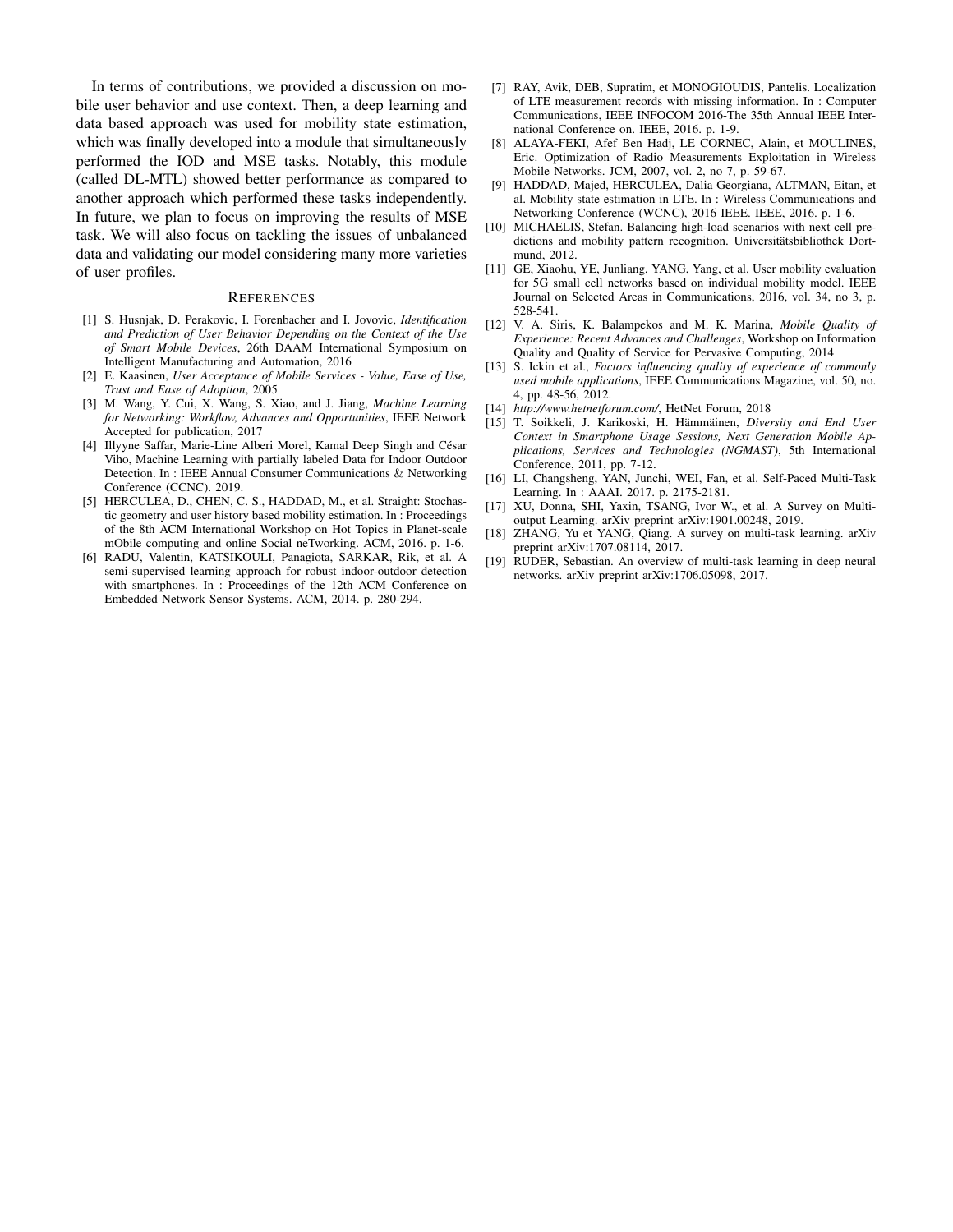In terms of contributions, we provided a discussion on mobile user behavior and use context. Then, a deep learning and data based approach was used for mobility state estimation, which was finally developed into a module that simultaneously performed the IOD and MSE tasks. Notably, this module (called DL-MTL) showed better performance as compared to another approach which performed these tasks independently. In future, we plan to focus on improving the results of MSE task. We will also focus on tackling the issues of unbalanced data and validating our model considering many more varieties of user profiles.

## References

[1] S. Husnjak, D. Perakovic, I. Forenbacher and I. Jovovic, *Identification and Prediction of User Behavior Depending on the Context of the Use of Smart Mobile Devices*, 26th DAAM International Symposium on Intelligent Manufacturing and Automation, 2016

[2] E. Kaasinen, *User Acceptance of Mobile Services - Value, Ease of Use, Trust and Ease of Adoption*, 2005

[3] M. Wang, Y. Cui, X. Wang, S. Xiao, and J. Jiang, *Machine Learning for Networking: Workflow, Advances and Opportunities*, IEEE Network Accepted for publication, 2017

[4] Illyyne Saffar, Marie-Line Alberi Morel, Kamal Deep Singh and César Viho, Machine Learning with partially labeled Data for Indoor Outdoor Detection. In : IEEE Annual Consumer Communications & Networking Conference (CCNC). 2019.

[5] HERCULEA, D., CHEN, C. S., HADDAD, M., et al. Straight: Stochastic geometry and user history based mobility estimation. In : Proceedings of the 8th ACM International Workshop on Hot Topics in Planet-scale mObile computing and online Social neTworking. ACM, 2016. p. 1-6.

[6] RADU, Valentin, KATSIKOULI, Panagiota, SARKAR, Rik, et al. A semi-supervised learning approach for robust indoor-outdoor detection with smartphones. In : Proceedings of the 12th ACM Conference on Embedded Network Sensor Systems. ACM, 2014. p. 280-294.

[7] RAY, Avik, DEB, Supratim, et MONOGIOUDIS, Pantelis. Localization of LTE measurement records with missing information. In : Computer Communications, IEEE INFOCOM 2016-The 35th Annual IEEE International Conference on. IEEE, 2016. p. 1-9.

[8] ALAYA-FEKI, Afef Ben Hadj, LE CORNEC, Alain, et MOULINES, Eric. Optimization of Radio Measurements Exploitation in Wireless Mobile Networks. JCM, 2007, vol. 2, no 7, p. 59-67.

[9] HADDAD, Majed, HERCULEA, Dalia Georgiana, ALTMAN, Eitan, et al. Mobility state estimation in LTE. In : Wireless Communications and Networking Conference (WCNC), 2016 IEEE. IEEE, 2016. p. 1-6.

[10] MICHAELIS, Stefan. Balancing high-load scenarios with next cell predictions and mobility pattern recognition. Universitätsbibliothek Dortmund, 2012.

[11] GE, Xiaohu, YE, Junliang, YANG, Yang, et al. User mobility evaluation for 5G small cell networks based on individual mobility model. IEEE Journal on Selected Areas in Communications, 2016, vol. 34, no 3, p. 528-541.

[12] V. A. Siris, K. Balampekos and M. K. Marina, *Mobile Quality of Experience: Recent Advances and Challenges*, Workshop on Information Quality and Quality of Service for Pervasive Computing, 2014

[13] S. Ickin et al., *Factors influencing quality of experience of commonly used mobile applications*, IEEE Communications Magazine, vol. 50, no. 4, pp. 48-56, 2012.

[14] *http://www.hetnetforum.com/*, HetNet Forum, 2018

[15] T. Soikkeli, J. Karikoski, H. Hämmäinen, *Diversity and End User Context in Smartphone Usage Sessions, Next Generation Mobile Applications, Services and Technologies (NGMAST)*, 5th International Conference, 2011, pp. 7-12.

[16] LI, Changsheng, YAN, Junchi, WEI, Fan, et al. Self-Paced Multi-Task Learning. In : AAAI. 2017. p. 2175-2181.

[17] XU, Donna, SHI, Yaxin, TSANG, Ivor W., et al. A Survey on Multi-output Learning. arXiv preprint arXiv:1901.00248, 2019.

[18] ZHANG, Yu et YANG, Qiang. A survey on multi-task learning. arXiv preprint arXiv:1707.08114, 2017.

[19] RUDER, Sebastian. An overview of multi-task learning in deep neural networks. arXiv preprint arXiv:1706.05098, 2017.